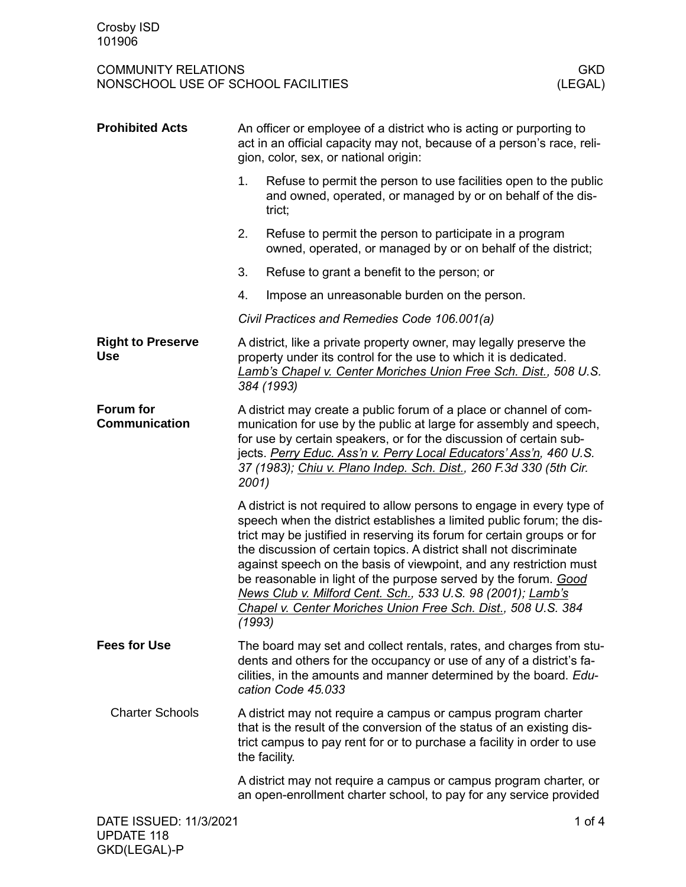Crosby ISD
101906

COMMUNITY RELATIONS
NONSCHOOL USE OF SCHOOL FACILITIES

GKD
(LEGAL)

## Prohibited Acts

An officer or employee of a district who is acting or purporting to act in an official capacity may not, because of a person's race, religion, color, sex, or national origin:

1. Refuse to permit the person to use facilities open to the public and owned, operated, or managed by or on behalf of the district;
2. Refuse to permit the person to participate in a program owned, operated, or managed by or on behalf of the district;
3. Refuse to grant a benefit to the person; or
4. Impose an unreasonable burden on the person.

*Civil Practices and Remedies Code 106.001(a)*

## Right to Preserve Use

A district, like a private property owner, may legally preserve the property under its control for the use to which it is dedicated. *Lamb's Chapel v. Center Moriches Union Free Sch. Dist., 508 U.S. 384 (1993)*

## Forum for Communication

A district may create a public forum of a place or channel of communication for use by the public at large for assembly and speech, for use by certain speakers, or for the discussion of certain subjects. *Perry Educ. Ass'n v. Perry Local Educators' Ass'n, 460 U.S. 37 (1983); Chiu v. Plano Indep. Sch. Dist., 260 F.3d 330 (5th Cir. 2001)*

A district is not required to allow persons to engage in every type of speech when the district establishes a limited public forum; the district may be justified in reserving its forum for certain groups or for the discussion of certain topics. A district shall not discriminate against speech on the basis of viewpoint, and any restriction must be reasonable in light of the purpose served by the forum. *Good News Club v. Milford Cent. Sch., 533 U.S. 98 (2001); Lamb's Chapel v. Center Moriches Union Free Sch. Dist., 508 U.S. 384 (1993)*

## Fees for Use

The board may set and collect rentals, rates, and charges from students and others for the occupancy or use of any of a district's facilities, in the amounts and manner determined by the board. *Education Code 45.033*

### Charter Schools

A district may not require a campus or campus program charter that is the result of the conversion of the status of an existing district campus to pay rent for or to purchase a facility in order to use the facility.

A district may not require a campus or campus program charter, or an open-enrollment charter school, to pay for any service provided

DATE ISSUED: 11/3/2021
UPDATE 118
GKD(LEGAL)-P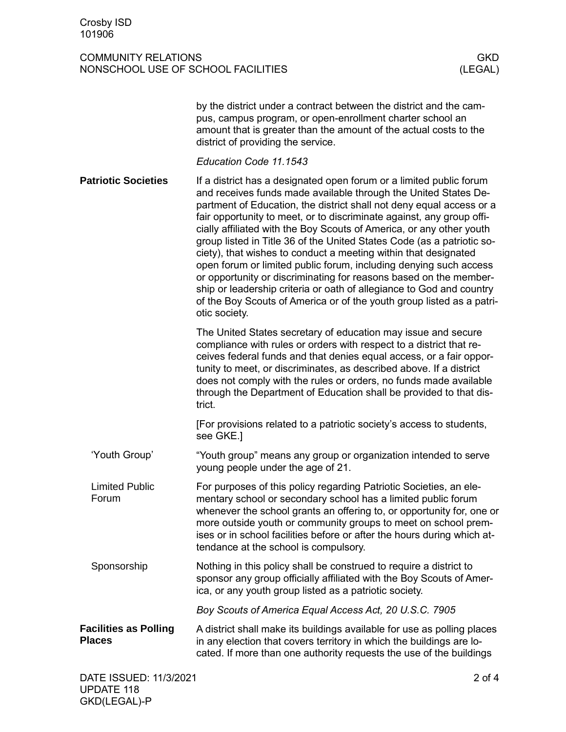by the district under a contract between the district and the campus, campus program, or open-enrollment charter school an amount that is greater than the amount of the actual costs to the district of providing the service.

*Education Code 11.1543*

## Patriotic Societies

If a district has a designated open forum or a limited public forum and receives funds made available through the United States Department of Education, the district shall not deny equal access or a fair opportunity to meet, or to discriminate against, any group officially affiliated with the Boy Scouts of America, or any other youth group listed in Title 36 of the United States Code (as a patriotic society), that wishes to conduct a meeting within that designated open forum or limited public forum, including denying such access or opportunity or discriminating for reasons based on the membership or leadership criteria or oath of allegiance to God and country of the Boy Scouts of America or of the youth group listed as a patriotic society.

The United States secretary of education may issue and secure compliance with rules or orders with respect to a district that receives federal funds and that denies equal access, or a fair opportunity to meet, or discriminates, as described above. If a district does not comply with the rules or orders, no funds made available through the Department of Education shall be provided to that district.

[For provisions related to a patriotic society's access to students, see GKE.]

### 'Youth Group'

"Youth group" means any group or organization intended to serve young people under the age of 21.

### Limited Public Forum

For purposes of this policy regarding Patriotic Societies, an elementary school or secondary school has a limited public forum whenever the school grants an offering to, or opportunity for, one or more outside youth or community groups to meet on school premises or in school facilities before or after the hours during which attendance at the school is compulsory.

### Sponsorship

Nothing in this policy shall be construed to require a district to sponsor any group officially affiliated with the Boy Scouts of America, or any youth group listed as a patriotic society.

*Boy Scouts of America Equal Access Act, 20 U.S.C. 7905*

## Facilities as Polling Places

A district shall make its buildings available for use as polling places in any election that covers territory in which the buildings are located. If more than one authority requests the use of the buildings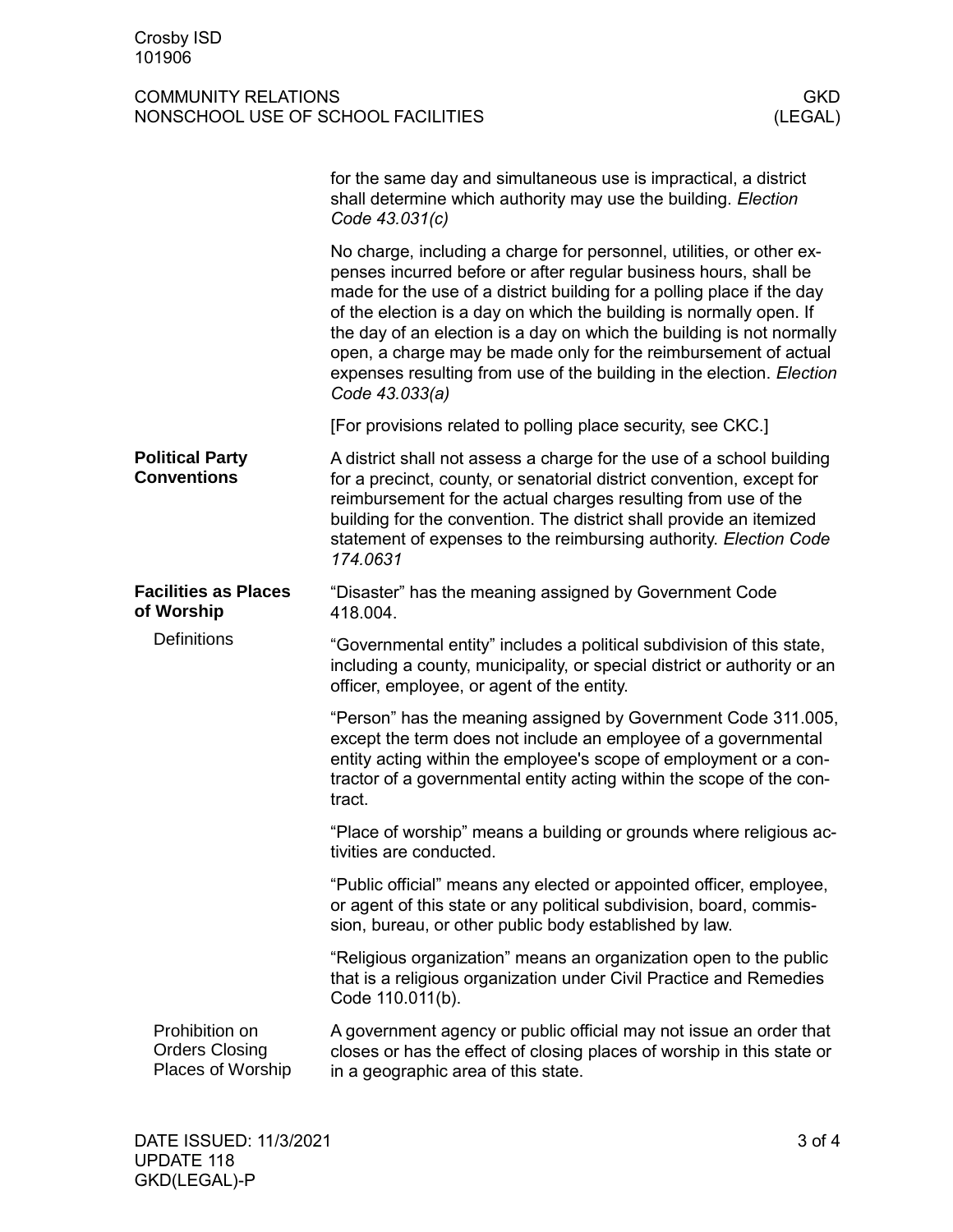for the same day and simultaneous use is impractical, a district shall determine which authority may use the building. *Election Code 43.031(c)*

No charge, including a charge for personnel, utilities, or other expenses incurred before or after regular business hours, shall be made for the use of a district building for a polling place if the day of the election is a day on which the building is normally open. If the day of an election is a day on which the building is not normally open, a charge may be made only for the reimbursement of actual expenses resulting from use of the building in the election. *Election Code 43.033(a)*

[For provisions related to polling place security, see CKC.]

## Political Party Conventions

A district shall not assess a charge for the use of a school building for a precinct, county, or senatorial district convention, except for reimbursement for the actual charges resulting from use of the building for the convention. The district shall provide an itemized statement of expenses to the reimbursing authority. *Election Code 174.0631*

## Facilities as Places of Worship

### Definitions

"Disaster" has the meaning assigned by Government Code 418.004.

"Governmental entity" includes a political subdivision of this state, including a county, municipality, or special district or authority or an officer, employee, or agent of the entity.

"Person" has the meaning assigned by Government Code 311.005, except the term does not include an employee of a governmental entity acting within the employee's scope of employment or a contractor of a governmental entity acting within the scope of the contract.

"Place of worship" means a building or grounds where religious activities are conducted.

"Public official" means any elected or appointed officer, employee, or agent of this state or any political subdivision, board, commission, bureau, or other public body established by law.

"Religious organization" means an organization open to the public that is a religious organization under Civil Practice and Remedies Code 110.011(b).

### Prohibition on Orders Closing Places of Worship

A government agency or public official may not issue an order that closes or has the effect of closing places of worship in this state or in a geographic area of this state.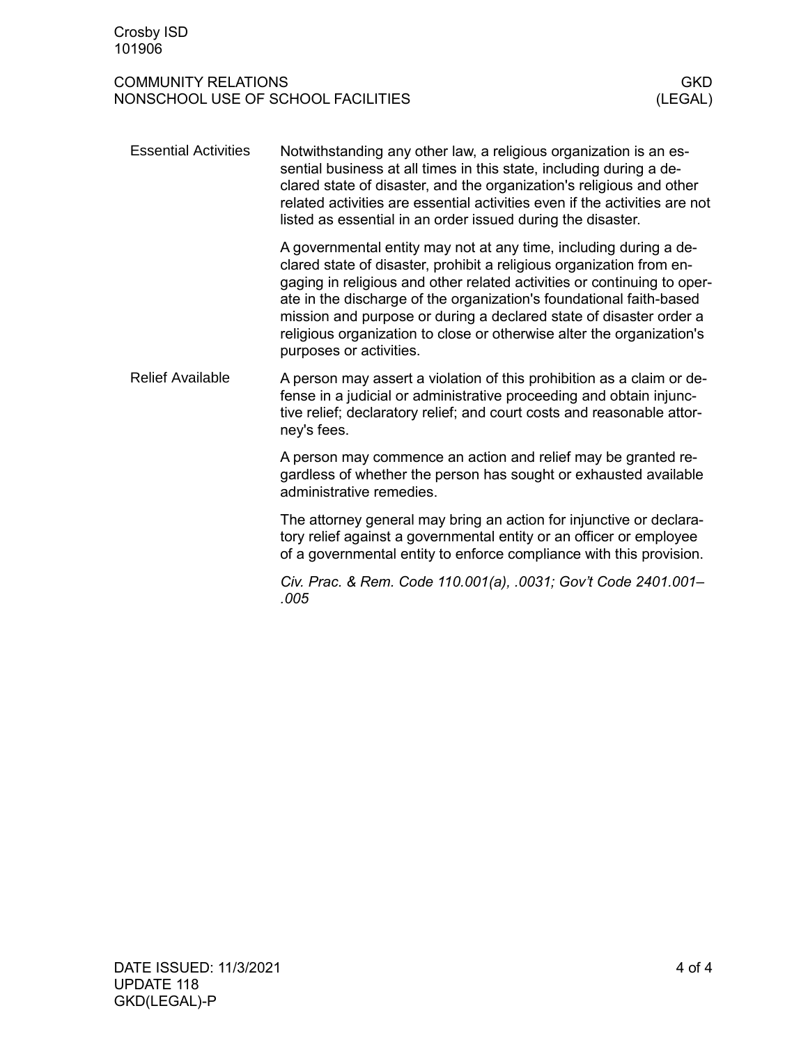#### Essential Activities

Notwithstanding any other law, a religious organization is an essential business at all times in this state, including during a declared state of disaster, and the organization's religious and other related activities are essential activities even if the activities are not listed as essential in an order issued during the disaster.

A governmental entity may not at any time, including during a declared state of disaster, prohibit a religious organization from engaging in religious and other related activities or continuing to operate in the discharge of the organization's foundational faith-based mission and purpose or during a declared state of disaster order a religious organization to close or otherwise alter the organization's purposes or activities.

#### Relief Available

A person may assert a violation of this prohibition as a claim or defense in a judicial or administrative proceeding and obtain injunctive relief; declaratory relief; and court costs and reasonable attorney's fees.

A person may commence an action and relief may be granted regardless of whether the person has sought or exhausted available administrative remedies.

The attorney general may bring an action for injunctive or declaratory relief against a governmental entity or an officer or employee of a governmental entity to enforce compliance with this provision.

*Civ. Prac. & Rem. Code 110.001(a), .0031; Gov't Code 2401.001–.005*